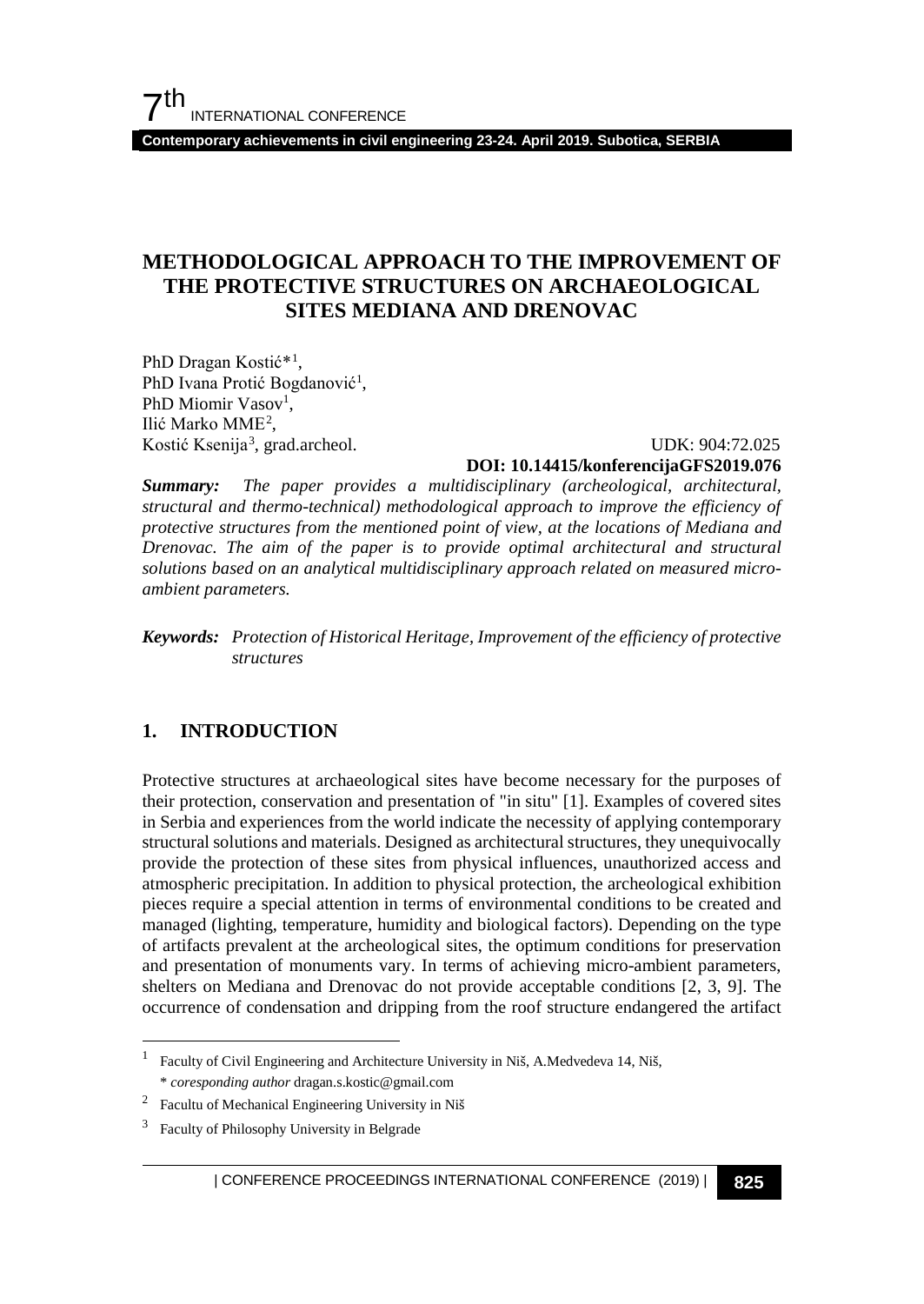# METHODOLOGICAL APPROACH TO THE IMPROVEMENT OF THE PROTECTIVE STRUCTURES ON ARCHAEOLOGICAL SITES MEDIANA AND DRENOVAC

PhD Dragan Kostić*[1],
PhD Ivana Protić Bogdanović[1],
PhD Miomir Vasov[1],
Ilić Marko MME[2],
Kostić Ksenija[3], grad.archeol.

UDK: 904:72.025

**DOI: 10.14415/konferencijaGFS2019.076**

***Summary:*** *The paper provides a multidisciplinary (archeological, architectural, structural and thermo-technical) methodological approach to improve the efficiency of protective structures from the mentioned point of view, at the locations of Mediana and Drenovac. The aim of the paper is to provide optimal architectural and structural solutions based on an analytical multidisciplinary approach related on measured micro-ambient parameters.*

***Keywords:*** *Protection of Historical Heritage, Improvement of the efficiency of protective structures*

## 1. INTRODUCTION

Protective structures at archaeological sites have become necessary for the purposes of their protection, conservation and presentation of "in situ" [1]. Examples of covered sites in Serbia and experiences from the world indicate the necessity of applying contemporary structural solutions and materials. Designed as architectural structures, they unequivocally provide the protection of these sites from physical influences, unauthorized access and atmospheric precipitation. In addition to physical protection, the archeological exhibition pieces require a special attention in terms of environmental conditions to be created and managed (lighting, temperature, humidity and biological factors). Depending on the type of artifacts prevalent at the archeological sites, the optimum conditions for preservation and presentation of monuments vary. In terms of achieving micro-ambient parameters, shelters on Mediana and Drenovac do not provide acceptable conditions [2, 3, 9]. The occurrence of condensation and dripping from the roof structure endangered the artifact

---

[1] Faculty of Civil Engineering and Architecture University in Niš, A.Medvedeva 14, Niš,
\* *coresponding author* dragan.s.kostic@gmail.com

[2] Facultu of Mechanical Engineering University in Niš

[3] Faculty of Philosophy University in Belgrade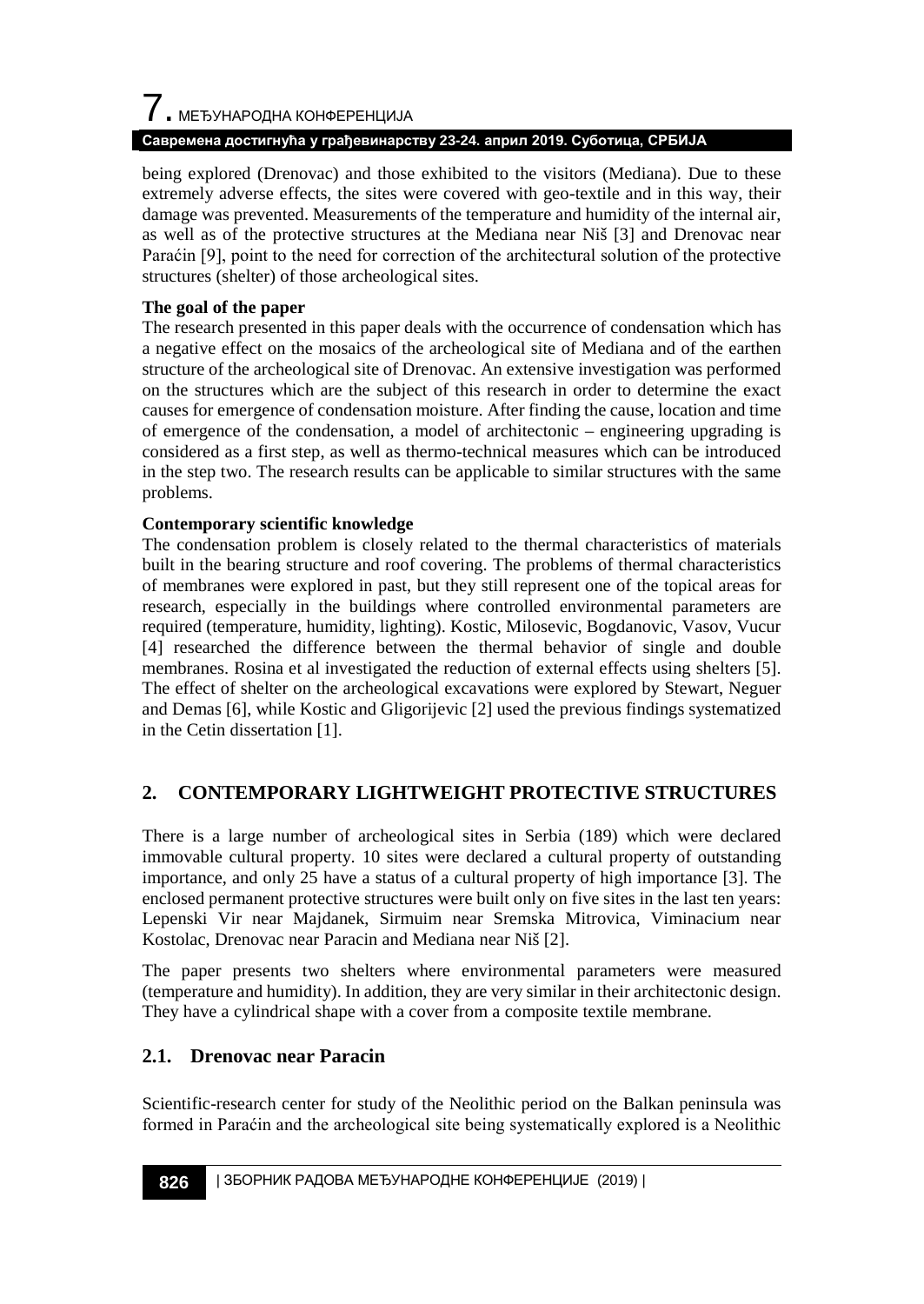being explored (Drenovac) and those exhibited to the visitors (Mediana). Due to these extremely adverse effects, the sites were covered with geo-textile and in this way, their damage was prevented. Measurements of the temperature and humidity of the internal air, as well as of the protective structures at the Mediana near Niš [3] and Drenovac near Paraćin [9], point to the need for correction of the architectural solution of the protective structures (shelter) of those archeological sites.

**The goal of the paper**

The research presented in this paper deals with the occurrence of condensation which has a negative effect on the mosaics of the archeological site of Mediana and of the earthen structure of the archeological site of Drenovac. An extensive investigation was performed on the structures which are the subject of this research in order to determine the exact causes for emergence of condensation moisture. After finding the cause, location and time of emergence of the condensation, a model of architectonic – engineering upgrading is considered as a first step, as well as thermo-technical measures which can be introduced in the step two. The research results can be applicable to similar structures with the same problems.

**Contemporary scientific knowledge**

The condensation problem is closely related to the thermal characteristics of materials built in the bearing structure and roof covering. The problems of thermal characteristics of membranes were explored in past, but they still represent one of the topical areas for research, especially in the buildings where controlled environmental parameters are required (temperature, humidity, lighting). Kostic, Milosevic, Bogdanovic, Vasov, Vucur [4] researched the difference between the thermal behavior of single and double membranes. Rosina et al investigated the reduction of external effects using shelters [5]. The effect of shelter on the archeological excavations were explored by Stewart, Neguer and Demas [6], while Kostic and Gligorijevic [2] used the previous findings systematized in the Cetin dissertation [1].

## 2. CONTEMPORARY LIGHTWEIGHT PROTECTIVE STRUCTURES

There is a large number of archeological sites in Serbia (189) which were declared immovable cultural property. 10 sites were declared a cultural property of outstanding importance, and only 25 have a status of a cultural property of high importance [3]. The enclosed permanent protective structures were built only on five sites in the last ten years: Lepenski Vir near Majdanek, Sirmuim near Sremska Mitrovica, Viminacium near Kostolac, Drenovac near Paracin and Mediana near Niš [2].

The paper presents two shelters where environmental parameters were measured (temperature and humidity). In addition, they are very similar in their architectonic design. They have a cylindrical shape with a cover from a composite textile membrane.

### 2.1. Drenovac near Paracin

Scientific-research center for study of the Neolithic period on the Balkan peninsula was formed in Paraćin and the archeological site being systematically explored is a Neolithic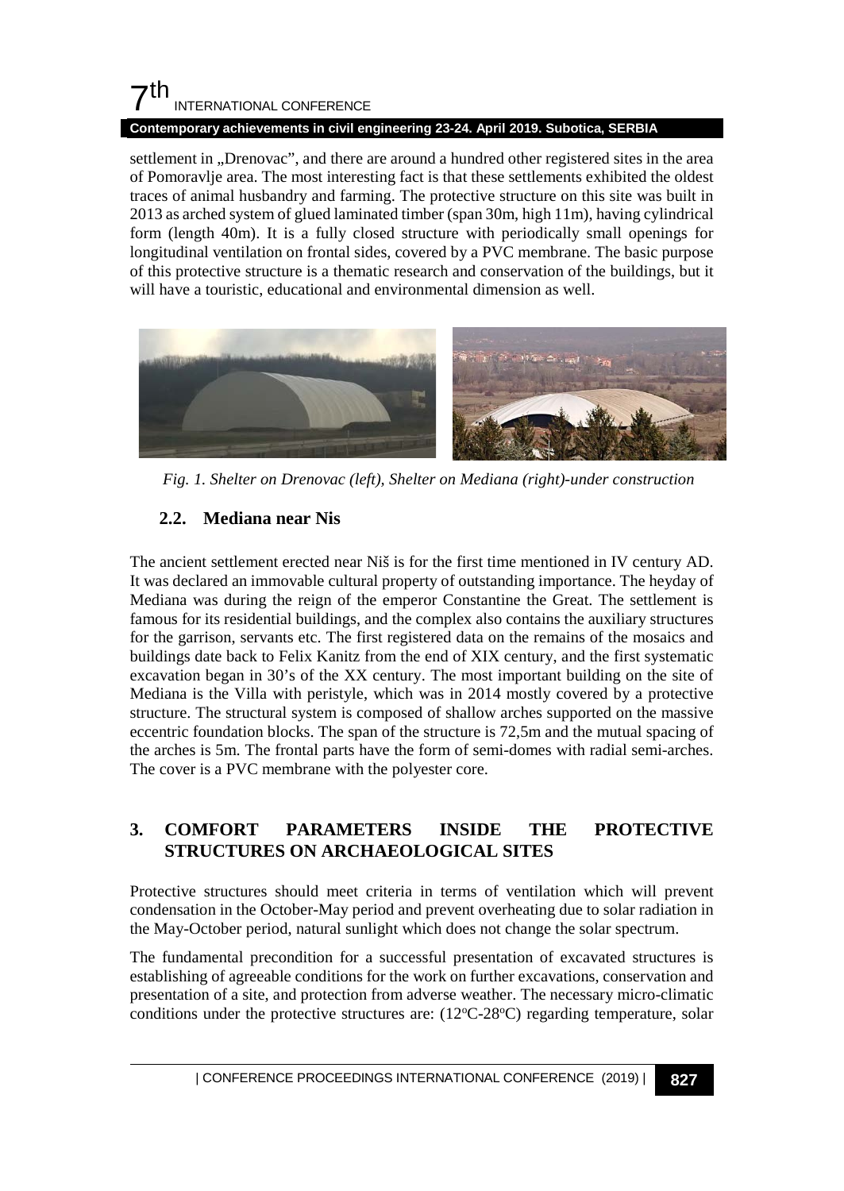settlement in „Drenovac", and there are around a hundred other registered sites in the area of Pomoravlje area. The most interesting fact is that these settlements exhibited the oldest traces of animal husbandry and farming. The protective structure on this site was built in 2013 as arched system of glued laminated timber (span 30m, high 11m), having cylindrical form (length 40m). It is a fully closed structure with periodically small openings for longitudinal ventilation on frontal sides, covered by a PVC membrane. The basic purpose of this protective structure is a thematic research and conservation of the buildings, but it will have a touristic, educational and environmental dimension as well.

*Fig. 1. Shelter on Drenovac (left), Shelter on Mediana (right)-under construction*

### 2.2. Mediana near Nis

The ancient settlement erected near Niš is for the first time mentioned in IV century AD. It was declared an immovable cultural property of outstanding importance. The heyday of Mediana was during the reign of the emperor Constantine the Great. The settlement is famous for its residential buildings, and the complex also contains the auxiliary structures for the garrison, servants etc. The first registered data on the remains of the mosaics and buildings date back to Felix Kanitz from the end of XIX century, and the first systematic excavation began in 30's of the XX century. The most important building on the site of Mediana is the Villa with peristyle, which was in 2014 mostly covered by a protective structure. The structural system is composed of shallow arches supported on the massive eccentric foundation blocks. The span of the structure is 72,5m and the mutual spacing of the arches is 5m. The frontal parts have the form of semi-domes with radial semi-arches. The cover is a PVC membrane with the polyester core.

## 3. COMFORT PARAMETERS INSIDE THE PROTECTIVE STRUCTURES ON ARCHAEOLOGICAL SITES

Protective structures should meet criteria in terms of ventilation which will prevent condensation in the October-May period and prevent overheating due to solar radiation in the May-October period, natural sunlight which does not change the solar spectrum.

The fundamental precondition for a successful presentation of excavated structures is establishing of agreeable conditions for the work on further excavations, conservation and presentation of a site, and protection from adverse weather. The necessary micro-climatic conditions under the protective structures are: (12°C-28°C) regarding temperature, solar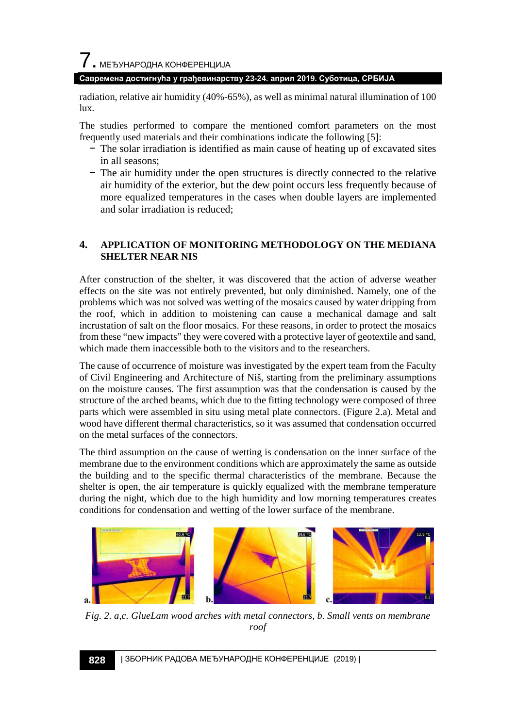radiation, relative air humidity (40%-65%), as well as minimal natural illumination of 100 lux.

The studies performed to compare the mentioned comfort parameters on the most frequently used materials and their combinations indicate the following [5]:

- The solar irradiation is identified as main cause of heating up of excavated sites in all seasons;
- The air humidity under the open structures is directly connected to the relative air humidity of the exterior, but the dew point occurs less frequently because of more equalized temperatures in the cases when double layers are implemented and solar irradiation is reduced;

## 4. APPLICATION OF MONITORING METHODOLOGY ON THE MEDIANA SHELTER NEAR NIS

After construction of the shelter, it was discovered that the action of adverse weather effects on the site was not entirely prevented, but only diminished. Namely, one of the problems which was not solved was wetting of the mosaics caused by water dripping from the roof, which in addition to moistening can cause a mechanical damage and salt incrustation of salt on the floor mosaics. For these reasons, in order to protect the mosaics from these "new impacts" they were covered with a protective layer of geotextile and sand, which made them inaccessible both to the visitors and to the researchers.

The cause of occurrence of moisture was investigated by the expert team from the Faculty of Civil Engineering and Architecture of Niš, starting from the preliminary assumptions on the moisture causes. The first assumption was that the condensation is caused by the structure of the arched beams, which due to the fitting technology were composed of three parts which were assembled in situ using metal plate connectors. (Figure 2.a). Metal and wood have different thermal characteristics, so it was assumed that condensation occurred on the metal surfaces of the connectors.

The third assumption on the cause of wetting is condensation on the inner surface of the membrane due to the environment conditions which are approximately the same as outside the building and to the specific thermal characteristics of the membrane. Because the shelter is open, the air temperature is quickly equalized with the membrane temperature during the night, which due to the high humidity and low morning temperatures creates conditions for condensation and wetting of the lower surface of the membrane.

*Fig. 2. a,c. GlueLam wood arches with metal connectors, b. Small vents on membrane roof*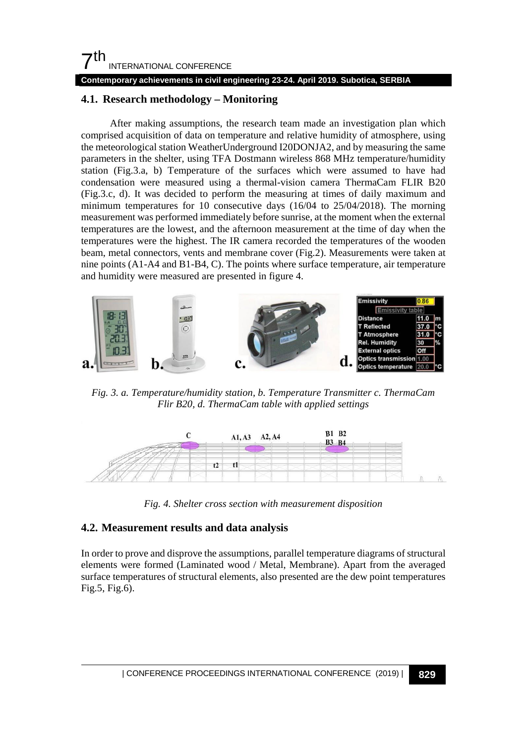## 4.1. Research methodology – Monitoring

After making assumptions, the research team made an investigation plan which comprised acquisition of data on temperature and relative humidity of atmosphere, using the meteorological station WeatherUnderground I20DONJA2, and by measuring the same parameters in the shelter, using TFA Dostmann wireless 868 MHz temperature/humidity station (Fig.3.a, b) Temperature of the surfaces which were assumed to have had condensation were measured using a thermal-vision camera ThermaCam FLIR B20 (Fig.3.c, d). It was decided to perform the measuring at times of daily maximum and minimum temperatures for 10 consecutive days (16/04 to 25/04/2018). The morning measurement was performed immediately before sunrise, at the moment when the external temperatures are the lowest, and the afternoon measurement at the time of day when the temperatures were the highest. The IR camera recorded the temperatures of the wooden beam, metal connectors, vents and membrane cover (Fig.2). Measurements were taken at nine points (A1-A4 and B1-B4, C). The points where surface temperature, air temperature and humidity were measured are presented in figure 4.

*Fig. 3. a. Temperature/humidity station, b. Temperature Transmitter c. ThermaCam Flir B20, d. ThermaCam table with applied settings*

*Fig. 4. Shelter cross section with measurement disposition*

## 4.2. Measurement results and data analysis

In order to prove and disprove the assumptions, parallel temperature diagrams of structural elements were formed (Laminated wood / Metal, Membrane). Apart from the averaged surface temperatures of structural elements, also presented are the dew point temperatures Fig.5, Fig.6).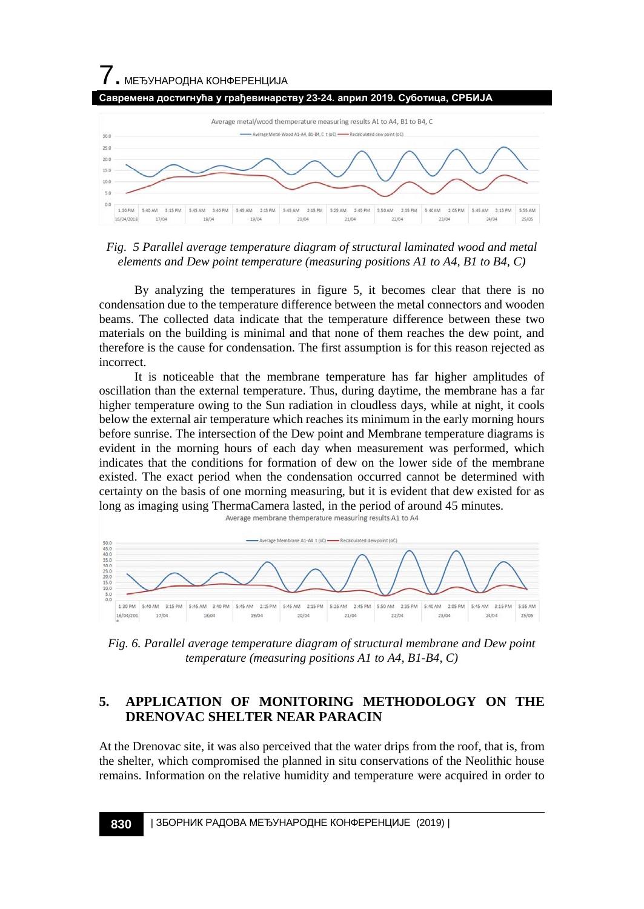*Fig. 5 Parallel average temperature diagram of structural laminated wood and metal elements and Dew point temperature (measuring positions A1 to A4, B1 to B4, C)*

By analyzing the temperatures in figure 5, it becomes clear that there is no condensation due to the temperature difference between the metal connectors and wooden beams. The collected data indicate that the temperature difference between these two materials on the building is minimal and that none of them reaches the dew point, and therefore is the cause for condensation. The first assumption is for this reason rejected as incorrect.

It is noticeable that the membrane temperature has far higher amplitudes of oscillation than the external temperature. Thus, during daytime, the membrane has a far higher temperature owing to the Sun radiation in cloudless days, while at night, it cools below the external air temperature which reaches its minimum in the early morning hours before sunrise. The intersection of the Dew point and Membrane temperature diagrams is evident in the morning hours of each day when measurement was performed, which indicates that the conditions for formation of dew on the lower side of the membrane existed. The exact period when the condensation occurred cannot be determined with certainty on the basis of one morning measuring, but it is evident that dew existed for as long as imaging using ThermaCamera lasted, in the period of around 45 minutes.

*Fig. 6. Parallel average temperature diagram of structural membrane and Dew point temperature (measuring positions A1 to A4, B1-B4, C)*

## 5. APPLICATION OF MONITORING METHODOLOGY ON THE DRENOVAC SHELTER NEAR PARACIN

At the Drenovac site, it was also perceived that the water drips from the roof, that is, from the shelter, which compromised the planned in situ conservations of the Neolithic house remains. Information on the relative humidity and temperature were acquired in order to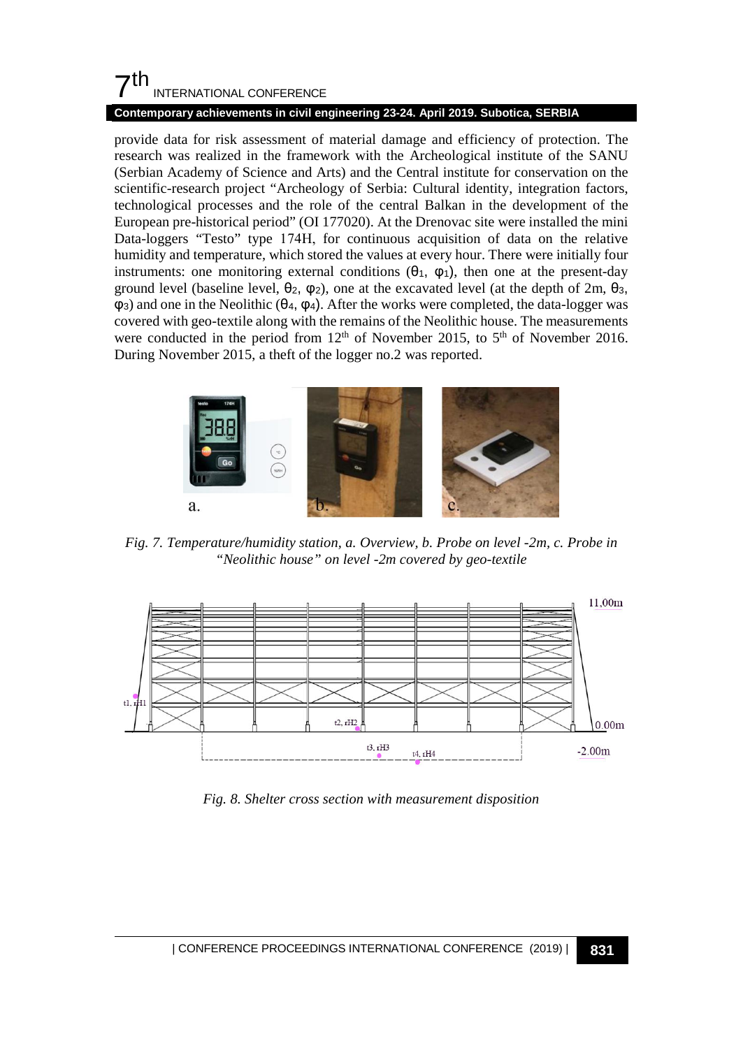provide data for risk assessment of material damage and efficiency of protection. The research was realized in the framework with the Archeological institute of the SANU (Serbian Academy of Science and Arts) and the Central institute for conservation on the scientific-research project "Archeology of Serbia: Cultural identity, integration factors, technological processes and the role of the central Balkan in the development of the European pre-historical period" (OI 177020). At the Drenovac site were installed the mini Data-loggers "Testo" type 174H, for continuous acquisition of data on the relative humidity and temperature, which stored the values at every hour. There were initially four instruments: one monitoring external conditions ($\theta_1$, $\varphi_1$), then one at the present-day ground level (baseline level, $\theta_2$, $\varphi_2$), one at the excavated level (at the depth of 2m, $\theta_3$, $\varphi_3$) and one in the Neolithic ($\theta_4$, $\varphi_4$). After the works were completed, the data-logger was covered with geo-textile along with the remains of the Neolithic house. The measurements were conducted in the period from 12th of November 2015, to 5th of November 2016. During November 2015, a theft of the logger no.2 was reported.

*Fig. 7. Temperature/humidity station, a. Overview, b. Probe on level -2m, c. Probe in "Neolithic house" on level -2m covered by geo-textile*

*Fig. 8. Shelter cross section with measurement disposition*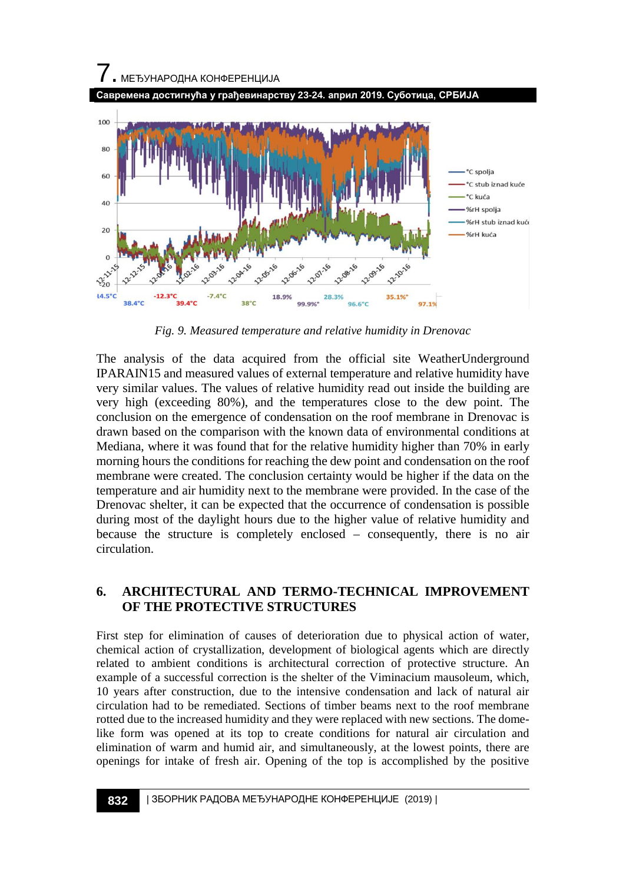*Fig. 9. Measured temperature and relative humidity in Drenovac*

The analysis of the data acquired from the official site WeatherUnderground IPARAIN15 and measured values of external temperature and relative humidity have very similar values. The values of relative humidity read out inside the building are very high (exceeding 80%), and the temperatures close to the dew point. The conclusion on the emergence of condensation on the roof membrane in Drenovac is drawn based on the comparison with the known data of environmental conditions at Mediana, where it was found that for the relative humidity higher than 70% in early morning hours the conditions for reaching the dew point and condensation on the roof membrane were created. The conclusion certainty would be higher if the data on the temperature and air humidity next to the membrane were provided. In the case of the Drenovac shelter, it can be expected that the occurrence of condensation is possible during most of the daylight hours due to the higher value of relative humidity and because the structure is completely enclosed – consequently, there is no air circulation.

## 6. ARCHITECTURAL AND TERMO-TECHNICAL IMPROVEMENT OF THE PROTECTIVE STRUCTURES

First step for elimination of causes of deterioration due to physical action of water, chemical action of crystallization, development of biological agents which are directly related to ambient conditions is architectural correction of protective structure. An example of a successful correction is the shelter of the Viminacium mausoleum, which, 10 years after construction, due to the intensive condensation and lack of natural air circulation had to be remediated. Sections of timber beams next to the roof membrane rotted due to the increased humidity and they were replaced with new sections. The dome-like form was opened at its top to create conditions for natural air circulation and elimination of warm and humid air, and simultaneously, at the lowest points, there are openings for intake of fresh air. Opening of the top is accomplished by the positive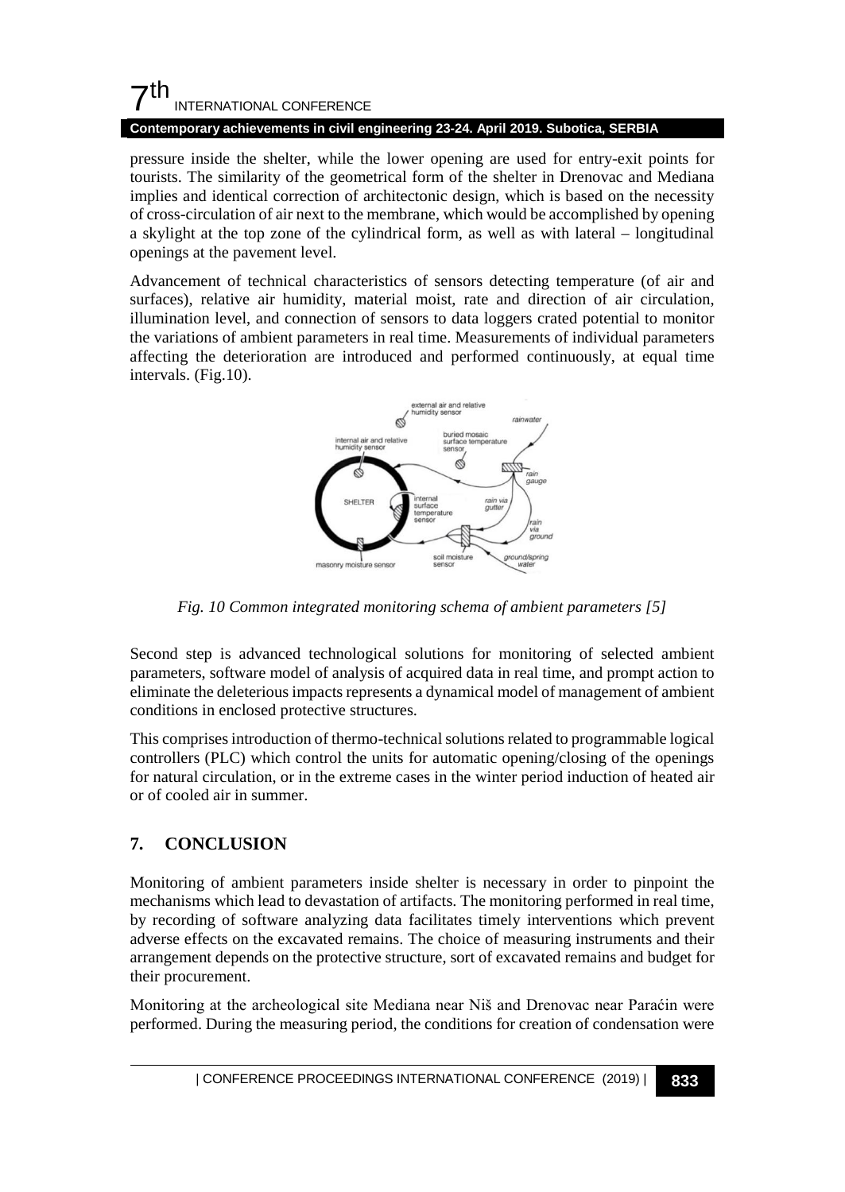pressure inside the shelter, while the lower opening are used for entry-exit points for tourists. The similarity of the geometrical form of the shelter in Drenovac and Mediana implies and identical correction of architectonic design, which is based on the necessity of cross-circulation of air next to the membrane, which would be accomplished by opening a skylight at the top zone of the cylindrical form, as well as with lateral – longitudinal openings at the pavement level.

Advancement of technical characteristics of sensors detecting temperature (of air and surfaces), relative air humidity, material moist, rate and direction of air circulation, illumination level, and connection of sensors to data loggers crated potential to monitor the variations of ambient parameters in real time. Measurements of individual parameters affecting the deterioration are introduced and performed continuously, at equal time intervals. (Fig.10).

*Fig. 10 Common integrated monitoring schema of ambient parameters [5]*

Second step is advanced technological solutions for monitoring of selected ambient parameters, software model of analysis of acquired data in real time, and prompt action to eliminate the deleterious impacts represents a dynamical model of management of ambient conditions in enclosed protective structures.

This comprises introduction of thermo-technical solutions related to programmable logical controllers (PLC) which control the units for automatic opening/closing of the openings for natural circulation, or in the extreme cases in the winter period induction of heated air or of cooled air in summer.

## 7. CONCLUSION

Monitoring of ambient parameters inside shelter is necessary in order to pinpoint the mechanisms which lead to devastation of artifacts. The monitoring performed in real time, by recording of software analyzing data facilitates timely interventions which prevent adverse effects on the excavated remains. The choice of measuring instruments and their arrangement depends on the protective structure, sort of excavated remains and budget for their procurement.

Monitoring at the archeological site Mediana near Niš and Drenovac near Paraćin were performed. During the measuring period, the conditions for creation of condensation were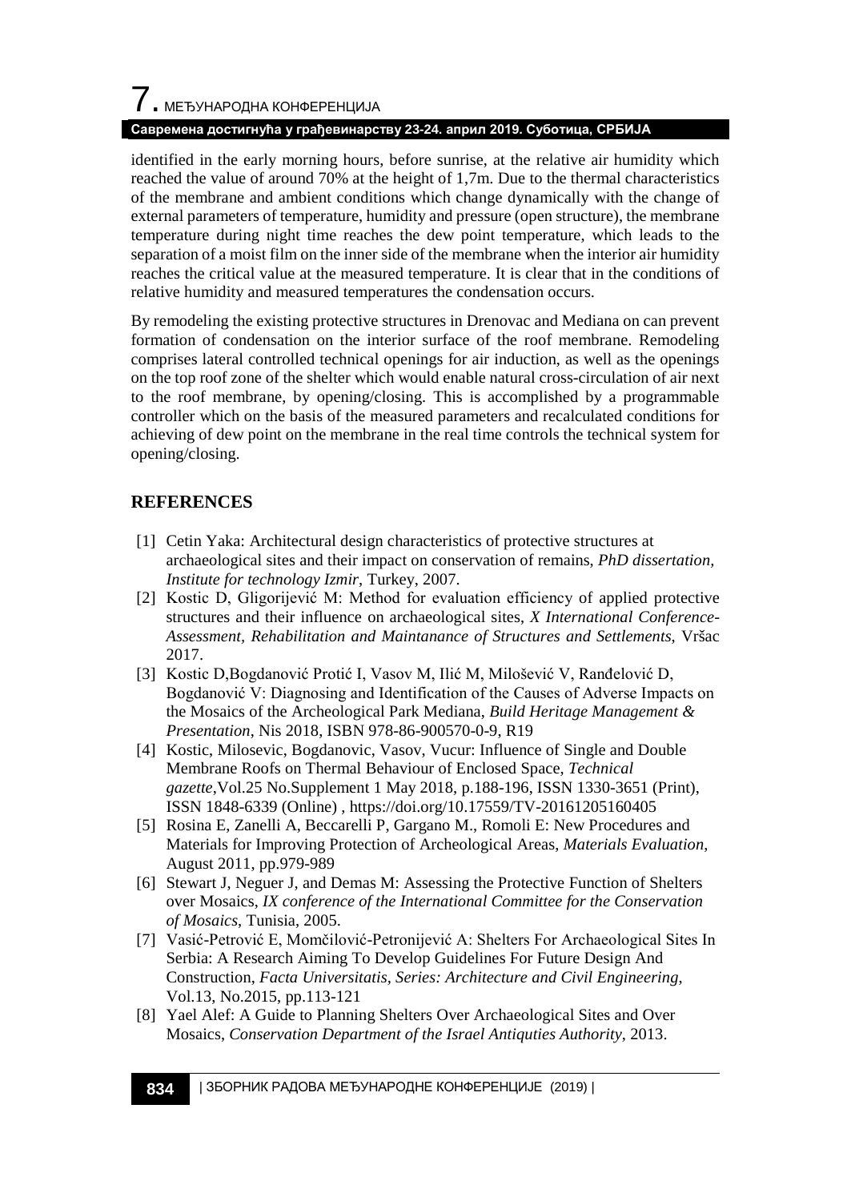identified in the early morning hours, before sunrise, at the relative air humidity which reached the value of around 70% at the height of 1,7m. Due to the thermal characteristics of the membrane and ambient conditions which change dynamically with the change of external parameters of temperature, humidity and pressure (open structure), the membrane temperature during night time reaches the dew point temperature, which leads to the separation of a moist film on the inner side of the membrane when the interior air humidity reaches the critical value at the measured temperature. It is clear that in the conditions of relative humidity and measured temperatures the condensation occurs.

By remodeling the existing protective structures in Drenovac and Mediana on can prevent formation of condensation on the interior surface of the roof membrane. Remodeling comprises lateral controlled technical openings for air induction, as well as the openings on the top roof zone of the shelter which would enable natural cross-circulation of air next to the roof membrane, by opening/closing. This is accomplished by a programmable controller which on the basis of the measured parameters and recalculated conditions for achieving of dew point on the membrane in the real time controls the technical system for opening/closing.

## REFERENCES

[1] Cetin Yaka: Architectural design characteristics of protective structures at archaeological sites and their impact on conservation of remains, *PhD dissertation, Institute for technology Izmir*, Turkey, 2007.

[2] Kostic D, Gligorijević M: Method for evaluation efficiency of applied protective structures and their influence on archaeological sites, *X International Conference-Assessment, Rehabilitation and Maintanance of Structures and Settlements*, Vršac 2017.

[3] Kostic D,Bogdanović Protić I, Vasov M, Ilić M, Milošević V, Ranđelović D, Bogdanović V: Diagnosing and Identification of the Causes of Adverse Impacts on the Mosaics of the Archeological Park Mediana, *Build Heritage Management & Presentation*, Nis 2018, ISBN 978-86-900570-0-9, R19

[4] Kostic, Milosevic, Bogdanovic, Vasov, Vucur: Influence of Single and Double Membrane Roofs on Thermal Behaviour of Enclosed Space, *Technical gazette*,Vol.25 No.Supplement 1 May 2018, p.188-196, ISSN 1330-3651 (Print), ISSN 1848-6339 (Online) , https://doi.org/10.17559/TV-20161205160405

[5] Rosina E, Zanelli A, Beccarelli P, Gargano M., Romoli E: New Procedures and Materials for Improving Protection of Archeological Areas, *Materials Evaluation*, August 2011, pp.979-989

[6] Stewart J, Neguer J, and Demas M: Assessing the Protective Function of Shelters over Mosaics, *IX conference of the International Committee for the Conservation of Mosaics*, Tunisia, 2005.

[7] Vasić-Petrović E, Momčilović-Petronijević A: Shelters For Archaeological Sites In Serbia: A Research Aiming To Develop Guidelines For Future Design And Construction, *Facta Universitatis, Series: Architecture and Civil Engineering*, Vol.13, No.2015, pp.113-121

[8] Yael Alef: A Guide to Planning Shelters Over Archaeological Sites and Over Mosaics, *Conservation Department of the Israel Antiquties Authority*, 2013.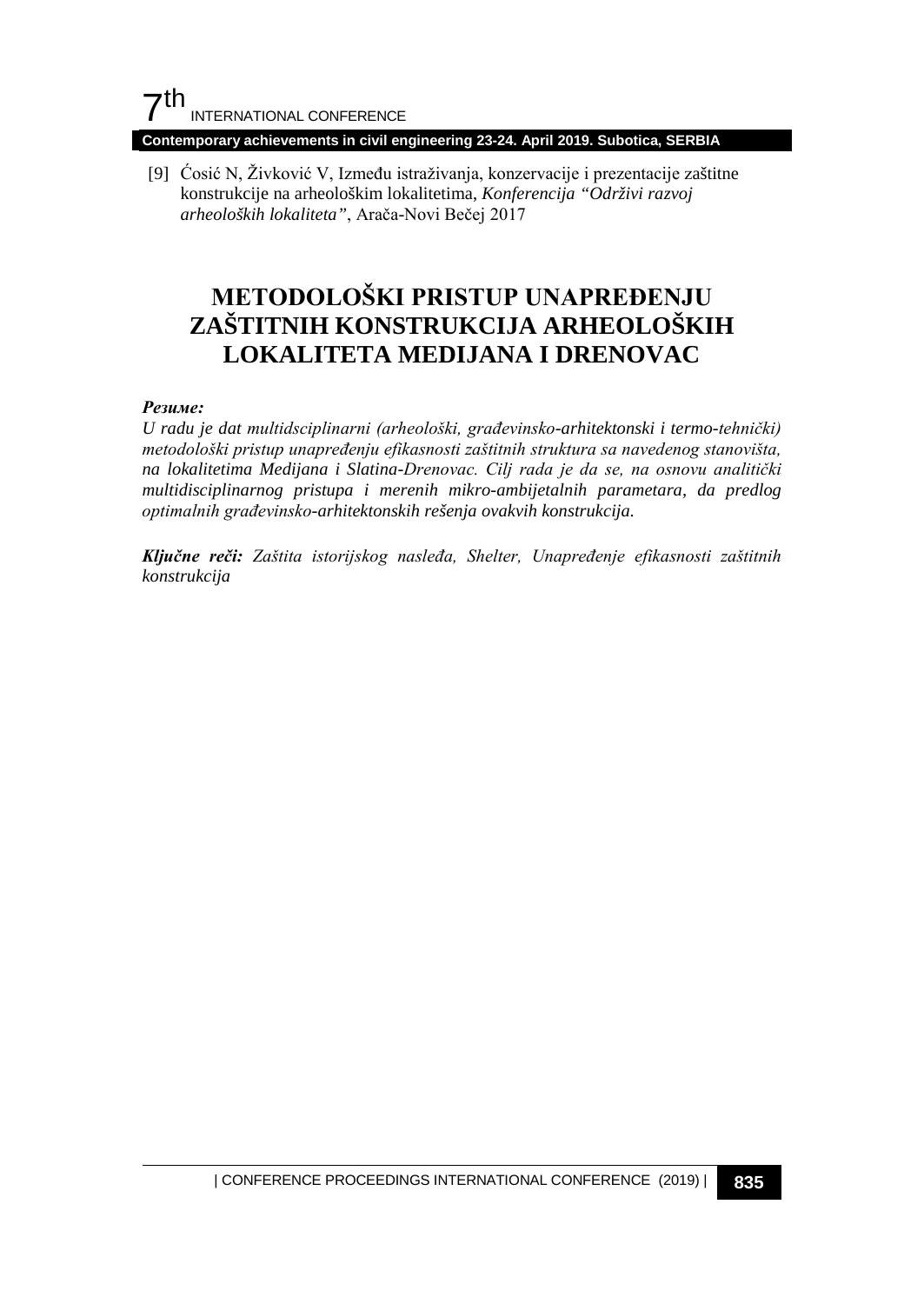[9] Ćosić N, Živković V, Između istraživanja, konzervacije i prezentacije zaštitne konstrukcije na arheološkim lokalitetima, *Konferencija "Održivi razvoj arheoloških lokaliteta"*, Arača-Novi Bečej 2017

# METODOLOŠKI PRISTUP UNAPREĐENJU ZAŠTITNIH KONSTRUKCIJA ARHEOLOŠKIH LOKALITETA MEDIJANA I DRENOVAC

***Резиме:***

*U radu je dat multidisciplinarni (arheološki, građevinsko-arhitektonski i termo-tehnički) metodološki pristup unapređenju efikasnosti zaštitnih struktura sa navedenog stanovišta, na lokalitetima Medijana i Slatina-Drenovac. Cilj rada je da se, na osnovu analitički multidisciplinarnog pristupa i merenih mikro-ambijetalnih parametara, da predlog optimalnih građevinsko-arhitektonskih rešenja ovakvih konstrukcija.*

***Ključne reči:*** *Zaštita istorijskog nasleđa, Shelter, Unapređenje efikasnosti zaštitnih konstrukcija*